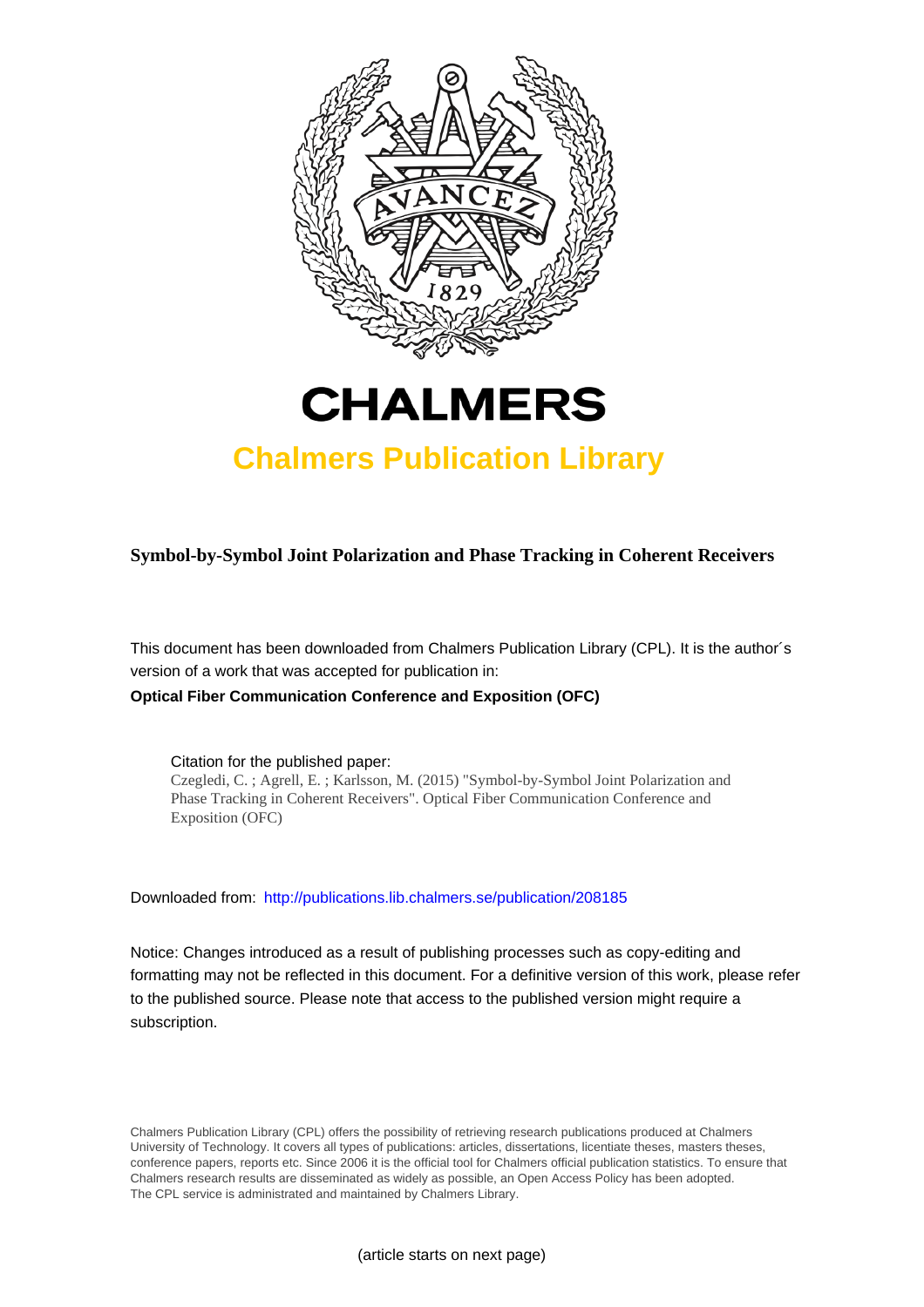# CHALMERS

## Chalmers Publication Library

**Symbol-by-Symbol Joint Polarization and Phase Tracking in Coherent Receivers**

This document has been downloaded from Chalmers Publication Library (CPL). It is the author´s version of a work that was accepted for publication in:

**Optical Fiber Communication Conference and Exposition (OFC)**

Citation for the published paper:
Czegledi, C. ; Agrell, E. ; Karlsson, M. (2015) "Symbol-by-Symbol Joint Polarization and Phase Tracking in Coherent Receivers". Optical Fiber Communication Conference and Exposition (OFC)

Downloaded from: http://publications.lib.chalmers.se/publication/208185

Notice: Changes introduced as a result of publishing processes such as copy-editing and formatting may not be reflected in this document. For a definitive version of this work, please refer to the published source. Please note that access to the published version might require a subscription.

Chalmers Publication Library (CPL) offers the possibility of retrieving research publications produced at Chalmers University of Technology. It covers all types of publications: articles, dissertations, licentiate theses, masters theses, conference papers, reports etc. Since 2006 it is the official tool for Chalmers official publication statistics. To ensure that Chalmers research results are disseminated as widely as possible, an Open Access Policy has been adopted. The CPL service is administrated and maintained by Chalmers Library.

(article starts on next page)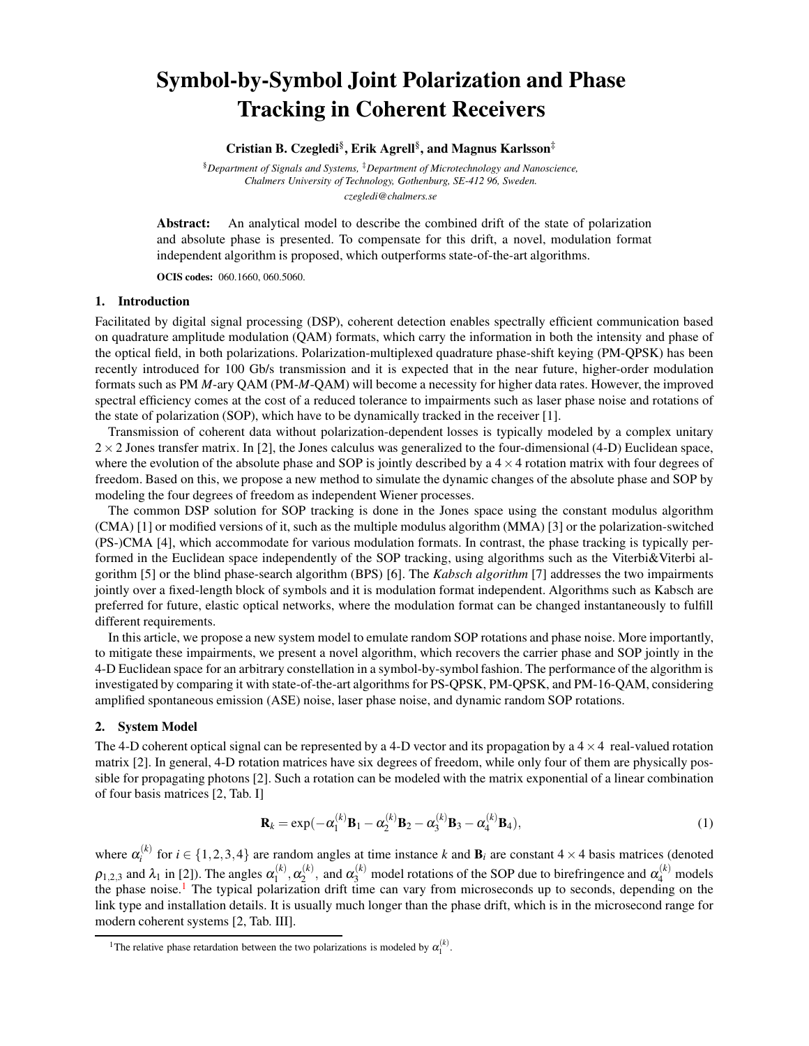# Symbol-by-Symbol Joint Polarization and Phase Tracking in Coherent Receivers

**Cristian B. Czegledi[§], Erik Agrell[§], and Magnus Karlsson[‡]**

[§]*Department of Signals and Systems,* [‡]*Department of Microtechnology and Nanoscience, Chalmers University of Technology, Gothenburg, SE-412 96, Sweden.*
*czegledi@chalmers.se*

**Abstract:** An analytical model to describe the combined drift of the state of polarization and absolute phase is presented. To compensate for this drift, a novel, modulation format independent algorithm is proposed, which outperforms state-of-the-art algorithms.

**OCIS codes:** 060.1660, 060.5060.

## 1. Introduction

Facilitated by digital signal processing (DSP), coherent detection enables spectrally efficient communication based on quadrature amplitude modulation (QAM) formats, which carry the information in both the intensity and phase of the optical field, in both polarizations. Polarization-multiplexed quadrature phase-shift keying (PM-QPSK) has been recently introduced for 100 Gb/s transmission and it is expected that in the near future, higher-order modulation formats such as PM *M*-ary QAM (PM-*M*-QAM) will become a necessity for higher data rates. However, the improved spectral efficiency comes at the cost of a reduced tolerance to impairments such as laser phase noise and rotations of the state of polarization (SOP), which have to be dynamically tracked in the receiver [1].

Transmission of coherent data without polarization-dependent losses is typically modeled by a complex unitary $2 \times 2$ Jones transfer matrix. In [2], the Jones calculus was generalized to the four-dimensional (4-D) Euclidean space, where the evolution of the absolute phase and SOP is jointly described by a $4 \times 4$ rotation matrix with four degrees of freedom. Based on this, we propose a new method to simulate the dynamic changes of the absolute phase and SOP by modeling the four degrees of freedom as independent Wiener processes.

The common DSP solution for SOP tracking is done in the Jones space using the constant modulus algorithm (CMA) [1] or modified versions of it, such as the multiple modulus algorithm (MMA) [3] or the polarization-switched (PS-)CMA [4], which accommodate for various modulation formats. In contrast, the phase tracking is typically performed in the Euclidean space independently of the SOP tracking, using algorithms such as the Viterbi&Viterbi algorithm [5] or the blind phase-search algorithm (BPS) [6]. The *Kabsch algorithm* [7] addresses the two impairments jointly over a fixed-length block of symbols and it is modulation format independent. Algorithms such as Kabsch are preferred for future, elastic optical networks, where the modulation format can be changed instantaneously to fulfill different requirements.

In this article, we propose a new system model to emulate random SOP rotations and phase noise. More importantly, to mitigate these impairments, we present a novel algorithm, which recovers the carrier phase and SOP jointly in the 4-D Euclidean space for an arbitrary constellation in a symbol-by-symbol fashion. The performance of the algorithm is investigated by comparing it with state-of-the-art algorithms for PS-QPSK, PM-QPSK, and PM-16-QAM, considering amplified spontaneous emission (ASE) noise, laser phase noise, and dynamic random SOP rotations.

## 2. System Model

The 4-D coherent optical signal can be represented by a 4-D vector and its propagation by a $4 \times 4$ real-valued rotation matrix [2]. In general, 4-D rotation matrices have six degrees of freedom, while only four of them are physically possible for propagating photons [2]. Such a rotation can be modeled with the matrix exponential of a linear combination of four basis matrices [2, Tab. I]

$$\mathbf{R}_k = \exp(-\alpha_1^{(k)}\mathbf{B}_1 - \alpha_2^{(k)}\mathbf{B}_2 - \alpha_3^{(k)}\mathbf{B}_3 - \alpha_4^{(k)}\mathbf{B}_4), \tag{1}$$

where $\alpha_i^{(k)}$ for $i \in \{1,2,3,4\}$ are random angles at time instance $k$ and $\mathbf{B}_i$ are constant $4 \times 4$ basis matrices (denoted $\rho_{1,2,3}$ and $\lambda_1$ in [2]). The angles $\alpha_1^{(k)}, \alpha_2^{(k)}$, and $\alpha_3^{(k)}$ model rotations of the SOP due to birefringence and $\alpha_4^{(k)}$ models the phase noise.[1] The typical polarization drift time can vary from microseconds up to seconds, depending on the link type and installation details. It is usually much longer than the phase drift, which is in the microsecond range for modern coherent systems [2, Tab. III].

[1] The relative phase retardation between the two polarizations is modeled by $\alpha_1^{(k)}$.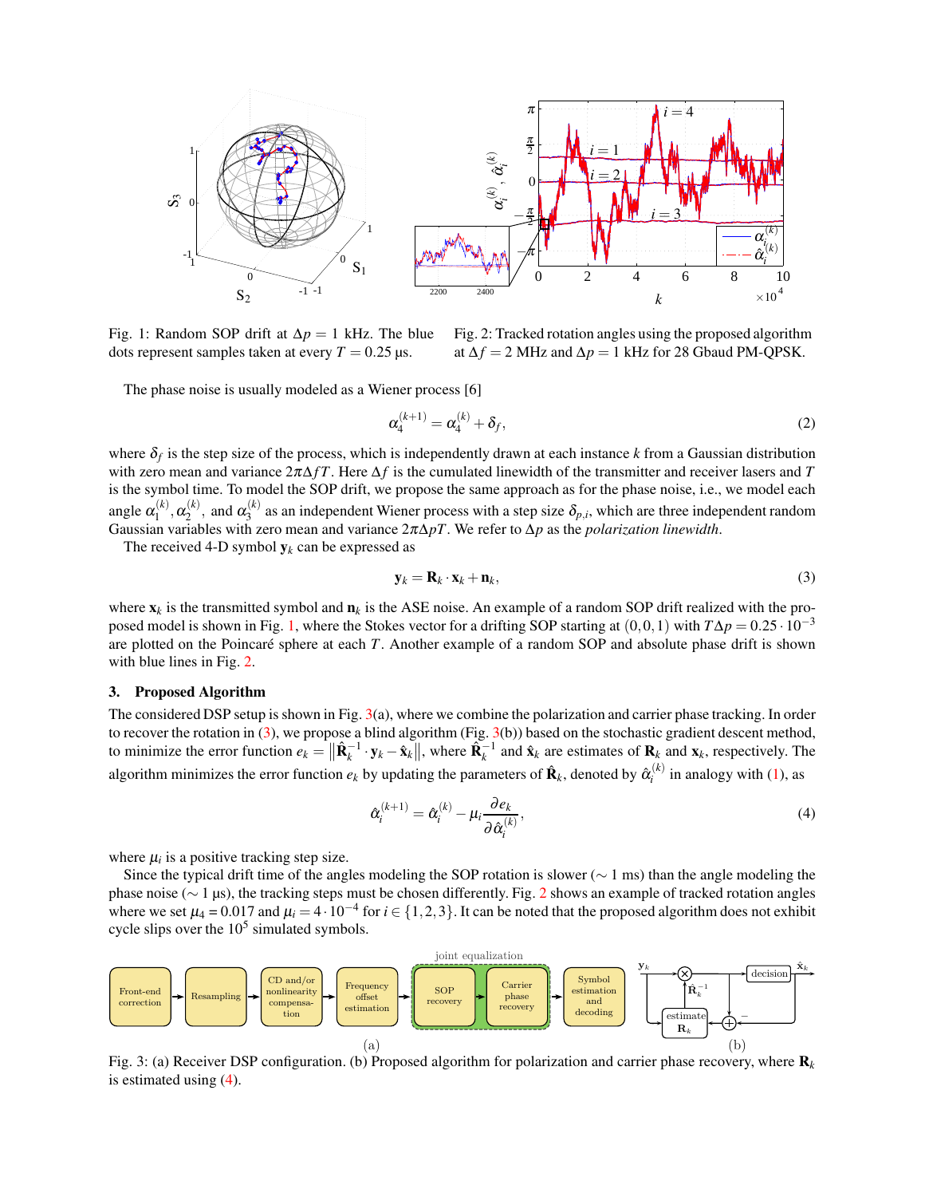Fig. 1: Random SOP drift at $\Delta p = 1$ kHz. The blue dots represent samples taken at every $T = 0.25$ µs.

Fig. 2: Tracked rotation angles using the proposed algorithm at $\Delta f = 2$ MHz and $\Delta p = 1$ kHz for 28 Gbaud PM-QPSK.

The phase noise is usually modeled as a Wiener process [6]

$$\alpha_4^{(k+1)} = \alpha_4^{(k)} + \delta_f, \tag{2}$$

where $\delta_f$ is the step size of the process, which is independently drawn at each instance $k$ from a Gaussian distribution with zero mean and variance $2\pi\Delta f T$. Here $\Delta f$ is the cumulated linewidth of the transmitter and receiver lasers and $T$ is the symbol time. To model the SOP drift, we propose the same approach as for the phase noise, i.e., we model each angle $\alpha_1^{(k)}, \alpha_2^{(k)}$, and $\alpha_3^{(k)}$ as an independent Wiener process with a step size $\delta_{p,i}$, which are three independent random Gaussian variables with zero mean and variance $2\pi\Delta p T$. We refer to $\Delta p$ as the *polarization linewidth*.

The received 4-D symbol $\mathbf{y}_k$ can be expressed as

$$\mathbf{y}_k = \mathbf{R}_k \cdot \mathbf{x}_k + \mathbf{n}_k, \tag{3}$$

where $\mathbf{x}_k$ is the transmitted symbol and $\mathbf{n}_k$ is the ASE noise. An example of a random SOP drift realized with the proposed model is shown in Fig. 1, where the Stokes vector for a drifting SOP starting at $(0,0,1)$ with $T\Delta p = 0.25 \cdot 10^{-3}$ are plotted on the Poincaré sphere at each $T$. Another example of a random SOP and absolute phase drift is shown with blue lines in Fig. 2.

## 3. Proposed Algorithm

The considered DSP setup is shown in Fig. 3(a), where we combine the polarization and carrier phase tracking. In order to recover the rotation in (3), we propose a blind algorithm (Fig. 3(b)) based on the stochastic gradient descent method, to minimize the error function $e_k = \left\|\hat{\mathbf{R}}_k^{-1} \cdot \mathbf{y}_k - \hat{\mathbf{x}}_k\right\|$, where $\hat{\mathbf{R}}_k^{-1}$ and $\hat{\mathbf{x}}_k$ are estimates of $\mathbf{R}_k$ and $\mathbf{x}_k$, respectively. The algorithm minimizes the error function $e_k$ by updating the parameters of $\hat{\mathbf{R}}_k$, denoted by $\hat{\alpha}_i^{(k)}$ in analogy with (1), as

$$\hat{\alpha}_i^{(k+1)} = \hat{\alpha}_i^{(k)} - \mu_i \frac{\partial e_k}{\partial \hat{\alpha}_i^{(k)}}, \tag{4}$$

where $\mu_i$ is a positive tracking step size.

Since the typical drift time of the angles modeling the SOP rotation is slower ($\sim 1$ ms) than the angle modeling the phase noise ($\sim 1$ µs), the tracking steps must be chosen differently. Fig. 2 shows an example of tracked rotation angles where we set $\mu_4 = 0.017$ and $\mu_i = 4 \cdot 10^{-4}$ for $i \in \{1,2,3\}$. It can be noted that the proposed algorithm does not exhibit cycle slips over the $10^5$ simulated symbols.

Fig. 3: (a) Receiver DSP configuration. (b) Proposed algorithm for polarization and carrier phase recovery, where $\mathbf{R}_k$ is estimated using (4).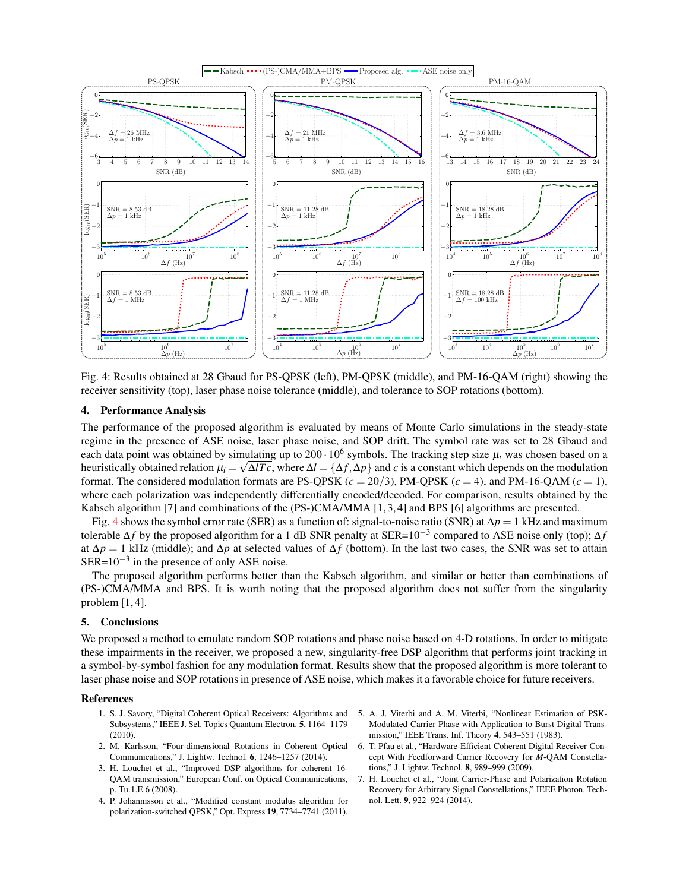Kabsch (PS-)CMA/MMA+BPS Proposed alg. ASE noise only

PS-QPSK PM-QPSK PM-16-QAM

$\Delta f = 26$ MHz
$\Delta p = 1$ kHz

$\Delta f = 21$ MHz
$\Delta p = 1$ kHz

$\Delta f = 3.6$ MHz
$\Delta p = 1$ kHz

SNR (dB)

$\log_{10}$(SER)

SNR = 8.53 dB
$\Delta p = 1$ kHz

SNR = 11.28 dB
$\Delta p = 1$ kHz

SNR = 18.28 dB
$\Delta p = 1$ kHz

$\Delta f$ (Hz)

SNR = 8.53 dB
$\Delta f = 1$ MHz

SNR = 11.28 dB
$\Delta f = 1$ MHz

SNR = 18.28 dB
$\Delta f = 100$ kHz

$\Delta p$ (Hz)

Fig. 4: Results obtained at 28 Gbaud for PS-QPSK (left), PM-QPSK (middle), and PM-16-QAM (right) showing the receiver sensitivity (top), laser phase noise tolerance (middle), and tolerance to SOP rotations (bottom).

## 4. Performance Analysis

The performance of the proposed algorithm is evaluated by means of Monte Carlo simulations in the steady-state regime in the presence of ASE noise, laser phase noise, and SOP drift. The symbol rate was set to 28 Gbaud and each data point was obtained by simulating up to $200 \cdot 10^6$ symbols. The tracking step size $\mu_i$ was chosen based on a heuristically obtained relation $\mu_i = \sqrt{\Delta l T} c$, where $\Delta l = \{\Delta f, \Delta p\}$ and $c$ is a constant which depends on the modulation format. The considered modulation formats are PS-QPSK ($c = 20/3$), PM-QPSK ($c = 4$), and PM-16-QAM ($c = 1$), where each polarization was independently differentially encoded/decoded. For comparison, results obtained by the Kabsch algorithm [7] and combinations of the (PS-)CMA/MMA [1, 3, 4] and BPS [6] algorithms are presented.

Fig. 4 shows the symbol error rate (SER) as a function of: signal-to-noise ratio (SNR) at $\Delta p = 1$ kHz and maximum tolerable $\Delta f$ by the proposed algorithm for a 1 dB SNR penalty at SER=$10^{-3}$ compared to ASE noise only (top); $\Delta f$ at $\Delta p = 1$ kHz (middle); and $\Delta p$ at selected values of $\Delta f$ (bottom). In the last two cases, the SNR was set to attain SER=$10^{-3}$ in the presence of only ASE noise.

The proposed algorithm performs better than the Kabsch algorithm, and similar or better than combinations of (PS-)CMA/MMA and BPS. It is worth noting that the proposed algorithm does not suffer from the singularity problem [1, 4].

## 5. Conclusions

We proposed a method to emulate random SOP rotations and phase noise based on 4-D rotations. In order to mitigate these impairments in the receiver, we proposed a new, singularity-free DSP algorithm that performs joint tracking in a symbol-by-symbol fashion for any modulation format. Results show that the proposed algorithm is more tolerant to laser phase noise and SOP rotations in presence of ASE noise, which makes it a favorable choice for future receivers.

## References

1. S. J. Savory, "Digital Coherent Optical Receivers: Algorithms and Subsystems," IEEE J. Sel. Topics Quantum Electron. **5**, 1164–1179 (2010).
2. M. Karlsson, "Four-dimensional Rotations in Coherent Optical Communications," J. Lightw. Technol. **6**, 1246–1257 (2014).
3. H. Louchet et al., "Improved DSP algorithms for coherent 16-QAM transmission," European Conf. on Optical Communications, p. Tu.1.E.6 (2008).
4. P. Johannisson et al., "Modified constant modulus algorithm for polarization-switched QPSK," Opt. Express **19**, 7734–7741 (2011).
5. A. J. Viterbi and A. M. Viterbi, "Nonlinear Estimation of PSK-Modulated Carrier Phase with Application to Burst Digital Transmission," IEEE Trans. Inf. Theory **4**, 543–551 (1983).
6. T. Pfau et al., "Hardware-Efficient Coherent Digital Receiver Concept With Feedforward Carrier Recovery for $M$-QAM Constellations," J. Lightw. Technol. **8**, 989–999 (2009).
7. H. Louchet et al., "Joint Carrier-Phase and Polarization Rotation Recovery for Arbitrary Signal Constellations," IEEE Photon. Technol. Lett. **9**, 922–924 (2014).